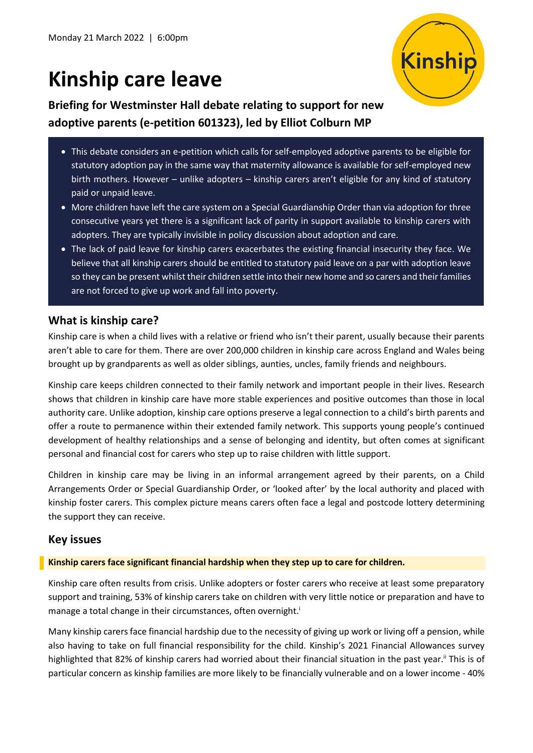Monday 21 March 2022 | 6:00pm

# Kinship care leave

**Briefing for Westminster Hall debate relating to support for new adoptive parents (e-petition 601323), led by Elliot Colburn MP**

- This debate considers an e-petition which calls for self-employed adoptive parents to be eligible for statutory adoption pay in the same way that maternity allowance is available for self-employed new birth mothers. However – unlike adopters – kinship carers aren't eligible for any kind of statutory paid or unpaid leave.
- More children have left the care system on a Special Guardianship Order than via adoption for three consecutive years yet there is a significant lack of parity in support available to kinship carers with adopters. They are typically invisible in policy discussion about adoption and care.
- The lack of paid leave for kinship carers exacerbates the existing financial insecurity they face. We believe that all kinship carers should be entitled to statutory paid leave on a par with adoption leave so they can be present whilst their children settle into their new home and so carers and their families are not forced to give up work and fall into poverty.

## What is kinship care?

Kinship care is when a child lives with a relative or friend who isn't their parent, usually because their parents aren't able to care for them. There are over 200,000 children in kinship care across England and Wales being brought up by grandparents as well as older siblings, aunties, uncles, family friends and neighbours.

Kinship care keeps children connected to their family network and important people in their lives. Research shows that children in kinship care have more stable experiences and positive outcomes than those in local authority care. Unlike adoption, kinship care options preserve a legal connection to a child's birth parents and offer a route to permanence within their extended family network. This supports young people's continued development of healthy relationships and a sense of belonging and identity, but often comes at significant personal and financial cost for carers who step up to raise children with little support.

Children in kinship care may be living in an informal arrangement agreed by their parents, on a Child Arrangements Order or Special Guardianship Order, or 'looked after' by the local authority and placed with kinship foster carers. This complex picture means carers often face a legal and postcode lottery determining the support they can receive.

## Key issues

**Kinship carers face significant financial hardship when they step up to care for children.**

Kinship care often results from crisis. Unlike adopters or foster carers who receive at least some preparatory support and training, 53% of kinship carers take on children with very little notice or preparation and have to manage a total change in their circumstances, often overnight.[i]

Many kinship carers face financial hardship due to the necessity of giving up work or living off a pension, while also having to take on full financial responsibility for the child. Kinship's 2021 Financial Allowances survey highlighted that 82% of kinship carers had worried about their financial situation in the past year.[ii] This is of particular concern as kinship families are more likely to be financially vulnerable and on a lower income - 40%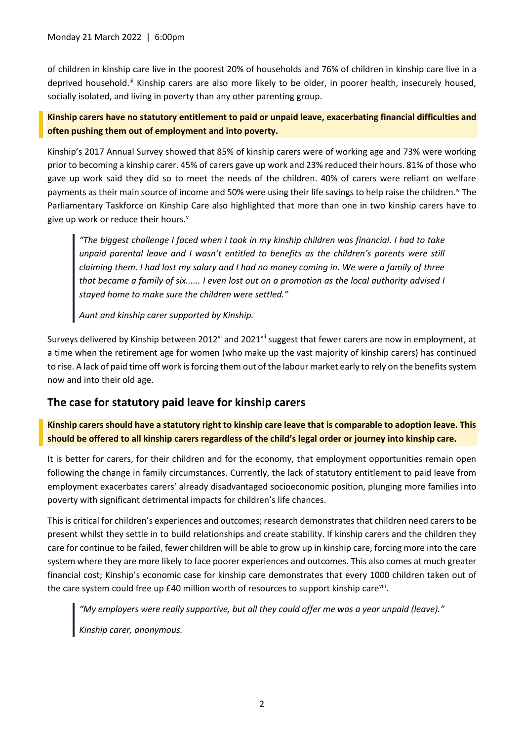Monday 21 March 2022 | 6:00pm

of children in kinship care live in the poorest 20% of households and 76% of children in kinship care live in a deprived household.[iii] Kinship carers are also more likely to be older, in poorer health, insecurely housed, socially isolated, and living in poverty than any other parenting group.

**Kinship carers have no statutory entitlement to paid or unpaid leave, exacerbating financial difficulties and often pushing them out of employment and into poverty.**

Kinship's 2017 Annual Survey showed that 85% of kinship carers were of working age and 73% were working prior to becoming a kinship carer. 45% of carers gave up work and 23% reduced their hours. 81% of those who gave up work said they did so to meet the needs of the children. 40% of carers were reliant on welfare payments as their main source of income and 50% were using their life savings to help raise the children.[iv] The Parliamentary Taskforce on Kinship Care also highlighted that more than one in two kinship carers have to give up work or reduce their hours.[v]

> *"The biggest challenge I faced when I took in my kinship children was financial. I had to take unpaid parental leave and I wasn't entitled to benefits as the children's parents were still claiming them. I had lost my salary and I had no money coming in. We were a family of three that became a family of six...... I even lost out on a promotion as the local authority advised I stayed home to make sure the children were settled."*
>
> *Aunt and kinship carer supported by Kinship.*

Surveys delivered by Kinship between 2012[vi] and 2021[vii] suggest that fewer carers are now in employment, at a time when the retirement age for women (who make up the vast majority of kinship carers) has continued to rise. A lack of paid time off work is forcing them out of the labour market early to rely on the benefits system now and into their old age.

## The case for statutory paid leave for kinship carers

**Kinship carers should have a statutory right to kinship care leave that is comparable to adoption leave. This should be offered to all kinship carers regardless of the child's legal order or journey into kinship care.**

It is better for carers, for their children and for the economy, that employment opportunities remain open following the change in family circumstances. Currently, the lack of statutory entitlement to paid leave from employment exacerbates carers' already disadvantaged socioeconomic position, plunging more families into poverty with significant detrimental impacts for children's life chances.

This is critical for children's experiences and outcomes; research demonstrates that children need carers to be present whilst they settle in to build relationships and create stability. If kinship carers and the children they care for continue to be failed, fewer children will be able to grow up in kinship care, forcing more into the care system where they are more likely to face poorer experiences and outcomes. This also comes at much greater financial cost; Kinship's economic case for kinship care demonstrates that every 1000 children taken out of the care system could free up £40 million worth of resources to support kinship care[viii].

> *"My employers were really supportive, but all they could offer me was a year unpaid (leave)."*
>
> *Kinship carer, anonymous.*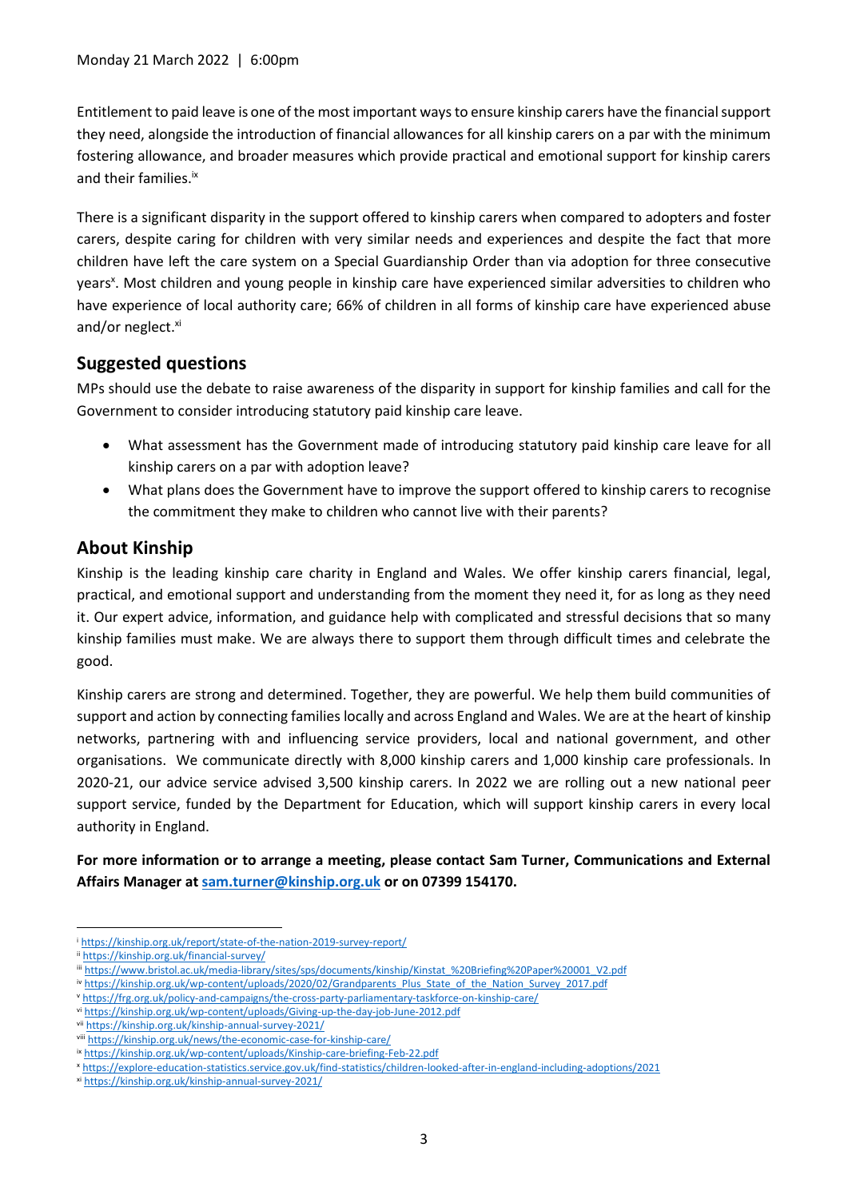Monday 21 March 2022 | 6:00pm

Entitlement to paid leave is one of the most important ways to ensure kinship carers have the financial support they need, alongside the introduction of financial allowances for all kinship carers on a par with the minimum fostering allowance, and broader measures which provide practical and emotional support for kinship carers and their families.[ix]

There is a significant disparity in the support offered to kinship carers when compared to adopters and foster carers, despite caring for children with very similar needs and experiences and despite the fact that more children have left the care system on a Special Guardianship Order than via adoption for three consecutive years[x]. Most children and young people in kinship care have experienced similar adversities to children who have experience of local authority care; 66% of children in all forms of kinship care have experienced abuse and/or neglect.[xi]

## Suggested questions

MPs should use the debate to raise awareness of the disparity in support for kinship families and call for the Government to consider introducing statutory paid kinship care leave.

- What assessment has the Government made of introducing statutory paid kinship care leave for all kinship carers on a par with adoption leave?
- What plans does the Government have to improve the support offered to kinship carers to recognise the commitment they make to children who cannot live with their parents?

## About Kinship

Kinship is the leading kinship care charity in England and Wales. We offer kinship carers financial, legal, practical, and emotional support and understanding from the moment they need it, for as long as they need it. Our expert advice, information, and guidance help with complicated and stressful decisions that so many kinship families must make. We are always there to support them through difficult times and celebrate the good.

Kinship carers are strong and determined. Together, they are powerful. We help them build communities of support and action by connecting families locally and across England and Wales. We are at the heart of kinship networks, partnering with and influencing service providers, local and national government, and other organisations. We communicate directly with 8,000 kinship carers and 1,000 kinship care professionals. In 2020-21, our advice service advised 3,500 kinship carers. In 2022 we are rolling out a new national peer support service, funded by the Department for Education, which will support kinship carers in every local authority in England.

**For more information or to arrange a meeting, please contact Sam Turner, Communications and External Affairs Manager at sam.turner@kinship.org.uk or on 07399 154170.**

---

[i] https://kinship.org.uk/report/state-of-the-nation-2019-survey-report/
[ii] https://kinship.org.uk/financial-survey/
[iii] https://www.bristol.ac.uk/media-library/sites/sps/documents/kinship/Kinstat_%20Briefing%20Paper%20001_V2.pdf
[iv] https://kinship.org.uk/wp-content/uploads/2020/02/Grandparents_Plus_State_of_the_Nation_Survey_2017.pdf
[v] https://frg.org.uk/policy-and-campaigns/the-cross-party-parliamentary-taskforce-on-kinship-care/
[vi] https://kinship.org.uk/wp-content/uploads/Giving-up-the-day-job-June-2012.pdf
[vii] https://kinship.org.uk/kinship-annual-survey-2021/
[viii] https://kinship.org.uk/news/the-economic-case-for-kinship-care/
[ix] https://kinship.org.uk/wp-content/uploads/Kinship-care-briefing-Feb-22.pdf
[x] https://explore-education-statistics.service.gov.uk/find-statistics/children-looked-after-in-england-including-adoptions/2021
[xi] https://kinship.org.uk/kinship-annual-survey-2021/